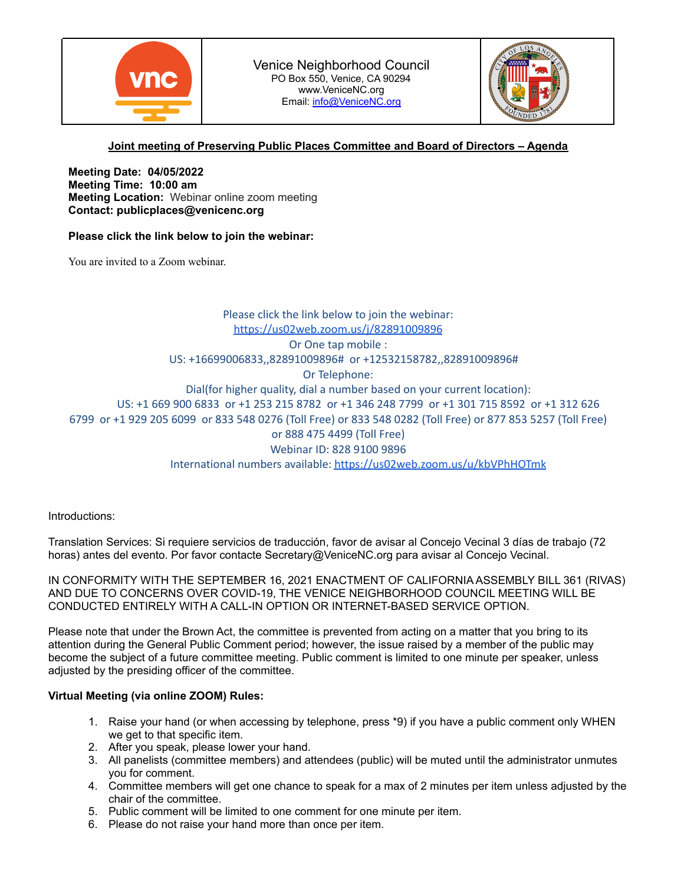Venice Neighborhood Council
PO Box 550, Venice, CA 90294
www.VeniceNC.org
Email: info@VeniceNC.org

**Joint meeting of Preserving Public Places Committee and Board of Directors – Agenda**

**Meeting Date: 04/05/2022**
**Meeting Time: 10:00 am**
**Meeting Location:** Webinar online zoom meeting
**Contact: publicplaces@venicenc.org**

**Please click the link below to join the webinar:**

You are invited to a Zoom webinar.

Please click the link below to join the webinar:
https://us02web.zoom.us/j/82891009896
Or One tap mobile :
US: +16699006833,,82891009896# or +12532158782,,82891009896#
Or Telephone:
Dial(for higher quality, dial a number based on your current location):
US: +1 669 900 6833 or +1 253 215 8782 or +1 346 248 7799 or +1 301 715 8592 or +1 312 626 6799 or +1 929 205 6099 or 833 548 0276 (Toll Free) or 833 548 0282 (Toll Free) or 877 853 5257 (Toll Free) or 888 475 4499 (Toll Free)
Webinar ID: 828 9100 9896
International numbers available: https://us02web.zoom.us/u/kbVPhHOTmk

Introductions:

Translation Services: Si requiere servicios de traducción, favor de avisar al Concejo Vecinal 3 días de trabajo (72 horas) antes del evento. Por favor contacte Secretary@VeniceNC.org para avisar al Concejo Vecinal.

IN CONFORMITY WITH THE SEPTEMBER 16, 2021 ENACTMENT OF CALIFORNIA ASSEMBLY BILL 361 (RIVAS) AND DUE TO CONCERNS OVER COVID-19, THE VENICE NEIGHBORHOOD COUNCIL MEETING WILL BE CONDUCTED ENTIRELY WITH A CALL-IN OPTION OR INTERNET-BASED SERVICE OPTION.

Please note that under the Brown Act, the committee is prevented from acting on a matter that you bring to its attention during the General Public Comment period; however, the issue raised by a member of the public may become the subject of a future committee meeting. Public comment is limited to one minute per speaker, unless adjusted by the presiding officer of the committee.

**Virtual Meeting (via online ZOOM) Rules:**

1. Raise your hand (or when accessing by telephone, press *9) if you have a public comment only WHEN we get to that specific item.
2. After you speak, please lower your hand.
3. All panelists (committee members) and attendees (public) will be muted until the administrator unmutes you for comment.
4. Committee members will get one chance to speak for a max of 2 minutes per item unless adjusted by the chair of the committee.
5. Public comment will be limited to one comment for one minute per item.
6. Please do not raise your hand more than once per item.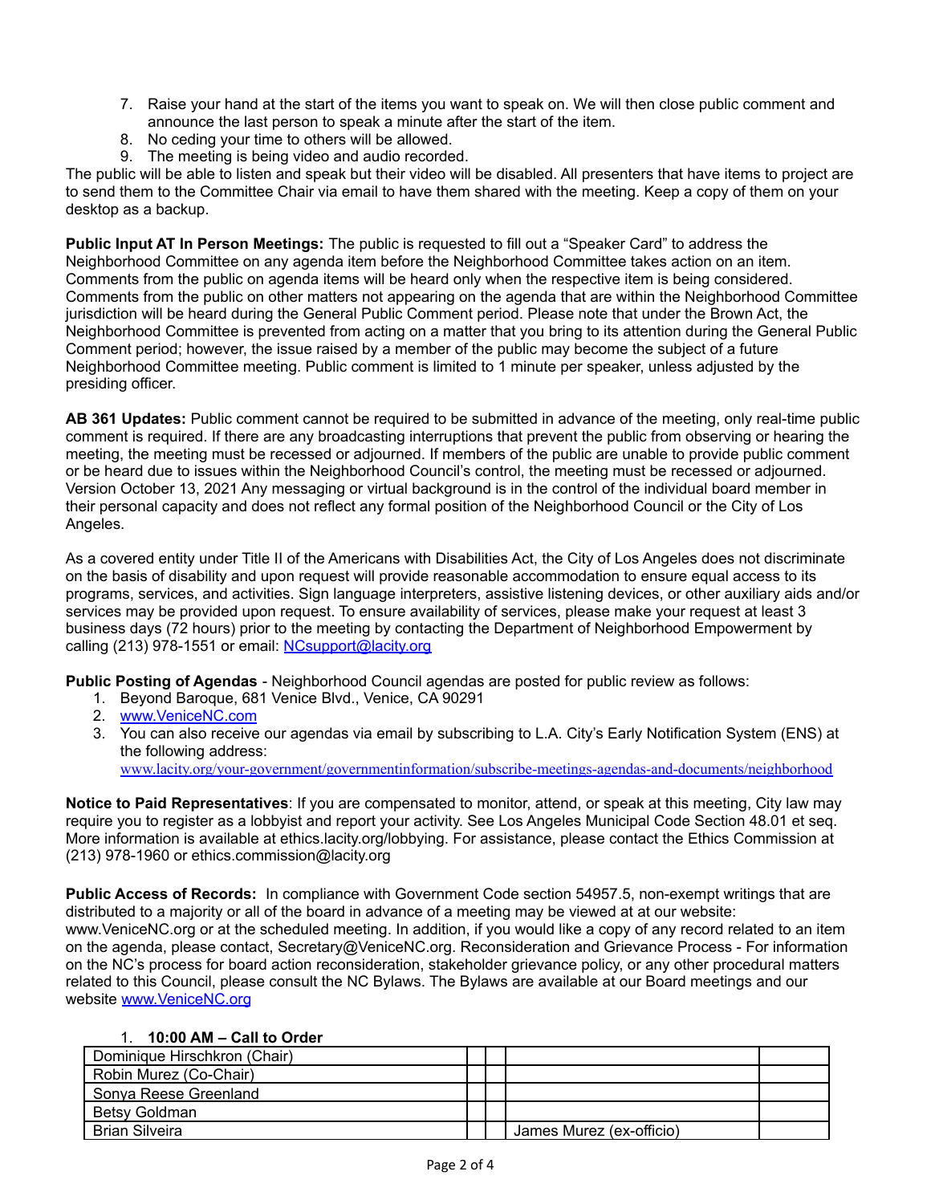7. Raise your hand at the start of the items you want to speak on. We will then close public comment and announce the last person to speak a minute after the start of the item.
8. No ceding your time to others will be allowed.
9. The meeting is being video and audio recorded.

The public will be able to listen and speak but their video will be disabled. All presenters that have items to project are to send them to the Committee Chair via email to have them shared with the meeting. Keep a copy of them on your desktop as a backup.

**Public Input AT In Person Meetings:** The public is requested to fill out a "Speaker Card" to address the Neighborhood Committee on any agenda item before the Neighborhood Committee takes action on an item. Comments from the public on agenda items will be heard only when the respective item is being considered. Comments from the public on other matters not appearing on the agenda that are within the Neighborhood Committee jurisdiction will be heard during the General Public Comment period. Please note that under the Brown Act, the Neighborhood Committee is prevented from acting on a matter that you bring to its attention during the General Public Comment period; however, the issue raised by a member of the public may become the subject of a future Neighborhood Committee meeting. Public comment is limited to 1 minute per speaker, unless adjusted by the presiding officer.

**AB 361 Updates:** Public comment cannot be required to be submitted in advance of the meeting, only real-time public comment is required. If there are any broadcasting interruptions that prevent the public from observing or hearing the meeting, the meeting must be recessed or adjourned. If members of the public are unable to provide public comment or be heard due to issues within the Neighborhood Council's control, the meeting must be recessed or adjourned. Version October 13, 2021 Any messaging or virtual background is in the control of the individual board member in their personal capacity and does not reflect any formal position of the Neighborhood Council or the City of Los Angeles.

As a covered entity under Title II of the Americans with Disabilities Act, the City of Los Angeles does not discriminate on the basis of disability and upon request will provide reasonable accommodation to ensure equal access to its programs, services, and activities. Sign language interpreters, assistive listening devices, or other auxiliary aids and/or services may be provided upon request. To ensure availability of services, please make your request at least 3 business days (72 hours) prior to the meeting by contacting the Department of Neighborhood Empowerment by calling (213) 978-1551 or email: NCsupport@lacity.org

**Public Posting of Agendas** - Neighborhood Council agendas are posted for public review as follows:

1. Beyond Baroque, 681 Venice Blvd., Venice, CA 90291
2. www.VeniceNC.com
3. You can also receive our agendas via email by subscribing to L.A. City's Early Notification System (ENS) at the following address: www.lacity.org/your-government/governmentinformation/subscribe-meetings-agendas-and-documents/neighborhood

**Notice to Paid Representatives**: If you are compensated to monitor, attend, or speak at this meeting, City law may require you to register as a lobbyist and report your activity. See Los Angeles Municipal Code Section 48.01 et seq. More information is available at ethics.lacity.org/lobbying. For assistance, please contact the Ethics Commission at (213) 978-1960 or ethics.commission@lacity.org

**Public Access of Records:** In compliance with Government Code section 54957.5, non-exempt writings that are distributed to a majority or all of the board in advance of a meeting may be viewed at at our website: www.VeniceNC.org or at the scheduled meeting. In addition, if you would like a copy of any record related to an item on the agenda, please contact, Secretary@VeniceNC.org. Reconsideration and Grievance Process - For information on the NC's process for board action reconsideration, stakeholder grievance policy, or any other procedural matters related to this Council, please consult the NC Bylaws. The Bylaws are available at our Board meetings and our website www.VeniceNC.org

1. **10:00 AM – Call to Order**

| | | | | |
|---|---|---|---|---|
| Dominique Hirschkron (Chair) | | | | |
| Robin Murez (Co-Chair) | | | | |
| Sonya Reese Greenland | | | | |
| Betsy Goldman | | | | |
| Brian Silveira | | | James Murez (ex-officio) | |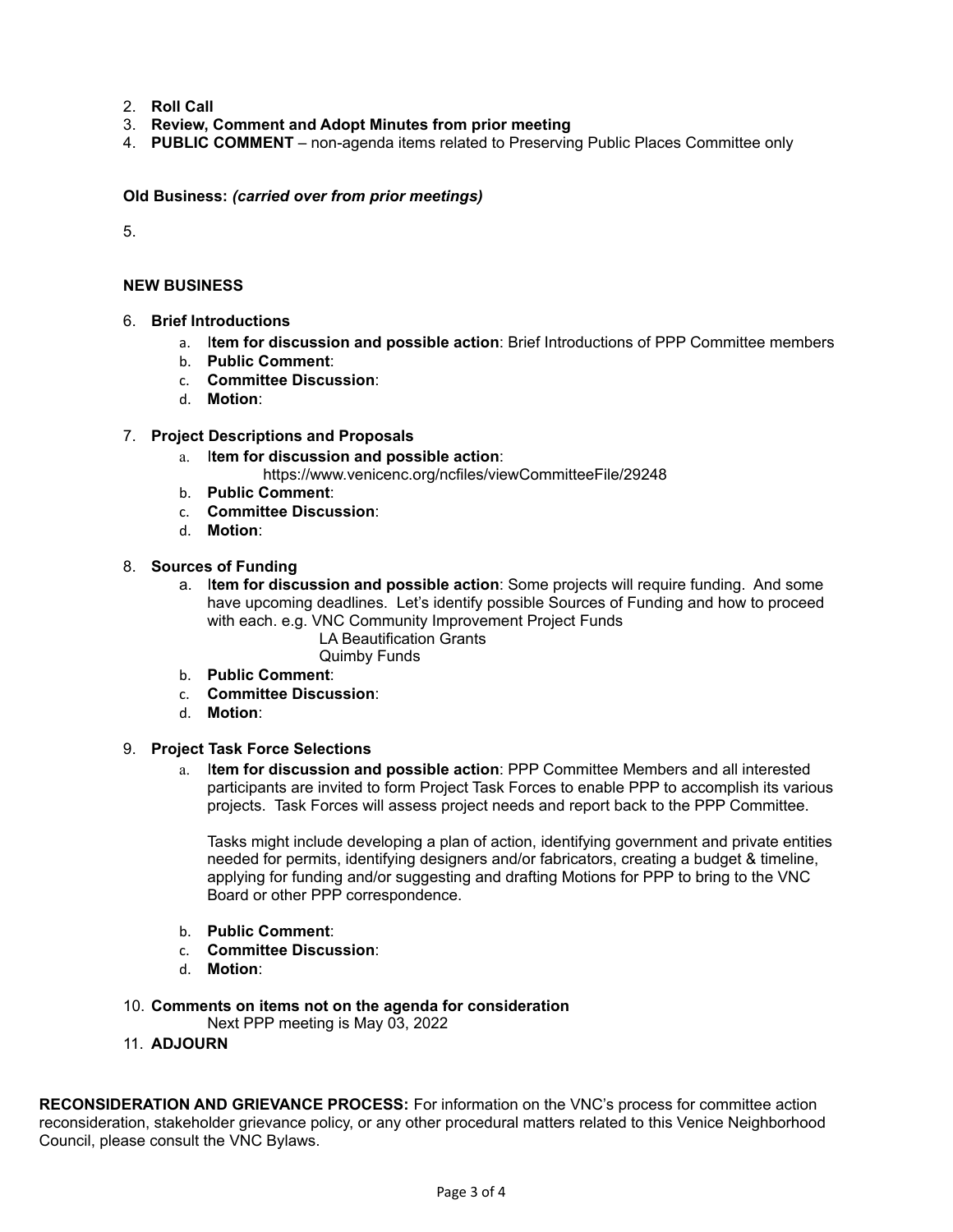2. **Roll Call**
3. **Review, Comment and Adopt Minutes from prior meeting**
4. **PUBLIC COMMENT** – non-agenda items related to Preserving Public Places Committee only

**Old Business:** ***(carried over from prior meetings)***

5.

**NEW BUSINESS**

6. **Brief Introductions**
   a. I**tem for discussion and possible action**: Brief Introductions of PPP Committee members
   b. **Public Comment**:
   c. **Committee Discussion**:
   d. **Motion**:

7. **Project Descriptions and Proposals**
   a. I**tem for discussion and possible action**:
      https://www.venicenc.org/ncfiles/viewCommitteeFile/29248
   b. **Public Comment**:
   c. **Committee Discussion**:
   d. **Motion**:

8. **Sources of Funding**
   a. I**tem for discussion and possible action**: Some projects will require funding. And some have upcoming deadlines. Let's identify possible Sources of Funding and how to proceed with each. e.g. VNC Community Improvement Project Funds
      LA Beautification Grants
      Quimby Funds
   b. **Public Comment**:
   c. **Committee Discussion**:
   d. **Motion**:

9. **Project Task Force Selections**
   a. I**tem for discussion and possible action**: PPP Committee Members and all interested participants are invited to form Project Task Forces to enable PPP to accomplish its various projects. Task Forces will assess project needs and report back to the PPP Committee.

      Tasks might include developing a plan of action, identifying government and private entities needed for permits, identifying designers and/or fabricators, creating a budget & timeline, applying for funding and/or suggesting and drafting Motions for PPP to bring to the VNC Board or other PPP correspondence.

   b. **Public Comment**:
   c. **Committee Discussion**:
   d. **Motion**:

10. **Comments on items not on the agenda for consideration**
    Next PPP meeting is May 03, 2022
11. **ADJOURN**

**RECONSIDERATION AND GRIEVANCE PROCESS:** For information on the VNC's process for committee action reconsideration, stakeholder grievance policy, or any other procedural matters related to this Venice Neighborhood Council, please consult the VNC Bylaws.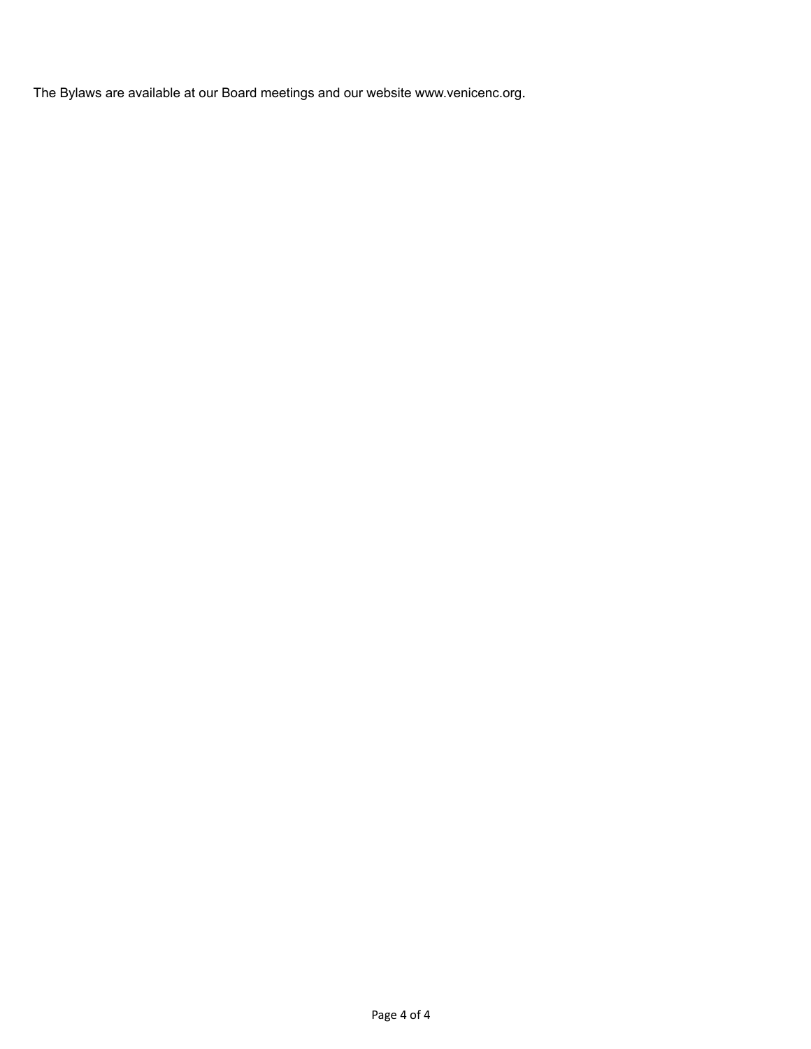The Bylaws are available at our Board meetings and our website www.venicenc.org.